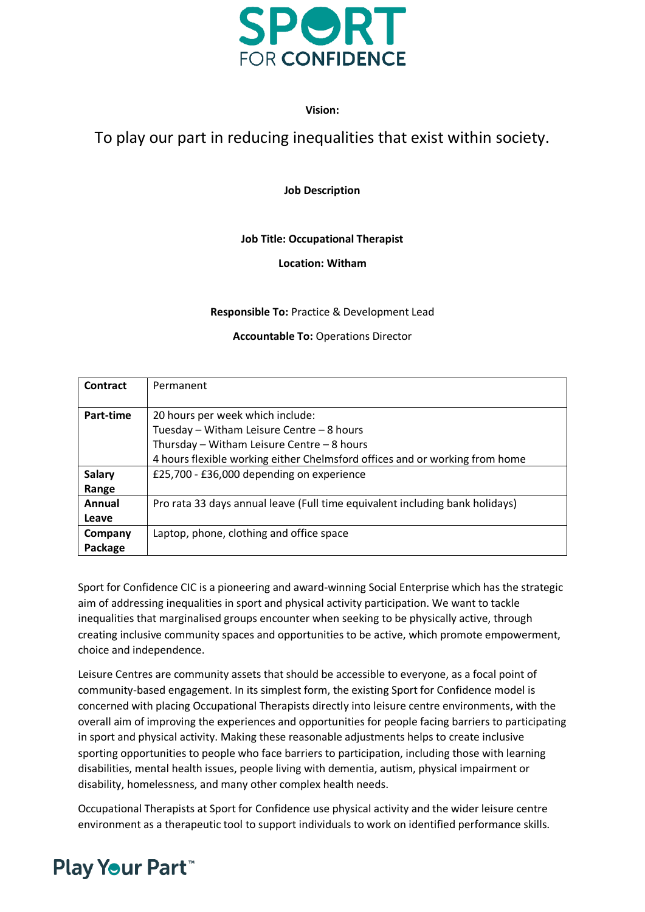# SPORT FOR CONFIDENCE

**Vision:**

To play our part in reducing inequalities that exist within society.

**Job Description**

**Job Title: Occupational Therapist**

**Location: Witham**

**Responsible To:** Practice & Development Lead

**Accountable To:** Operations Director

| **Contract** | Permanent |
|---|---|
| **Part-time** | 20 hours per week which include:<br>Tuesday – Witham Leisure Centre – 8 hours<br>Thursday – Witham Leisure Centre – 8 hours<br>4 hours flexible working either Chelmsford offices and or working from home |
| **Salary Range** | £25,700 - £36,000 depending on experience |
| **Annual Leave** | Pro rata 33 days annual leave (Full time equivalent including bank holidays) |
| **Company Package** | Laptop, phone, clothing and office space |

Sport for Confidence CIC is a pioneering and award-winning Social Enterprise which has the strategic aim of addressing inequalities in sport and physical activity participation. We want to tackle inequalities that marginalised groups encounter when seeking to be physically active, through creating inclusive community spaces and opportunities to be active, which promote empowerment, choice and independence.

Leisure Centres are community assets that should be accessible to everyone, as a focal point of community-based engagement. In its simplest form, the existing Sport for Confidence model is concerned with placing Occupational Therapists directly into leisure centre environments, with the overall aim of improving the experiences and opportunities for people facing barriers to participating in sport and physical activity. Making these reasonable adjustments helps to create inclusive sporting opportunities to people who face barriers to participation, including those with learning disabilities, mental health issues, people living with dementia, autism, physical impairment or disability, homelessness, and many other complex health needs.

Occupational Therapists at Sport for Confidence use physical activity and the wider leisure centre environment as a therapeutic tool to support individuals to work on identified performance skills.

Play Your Part™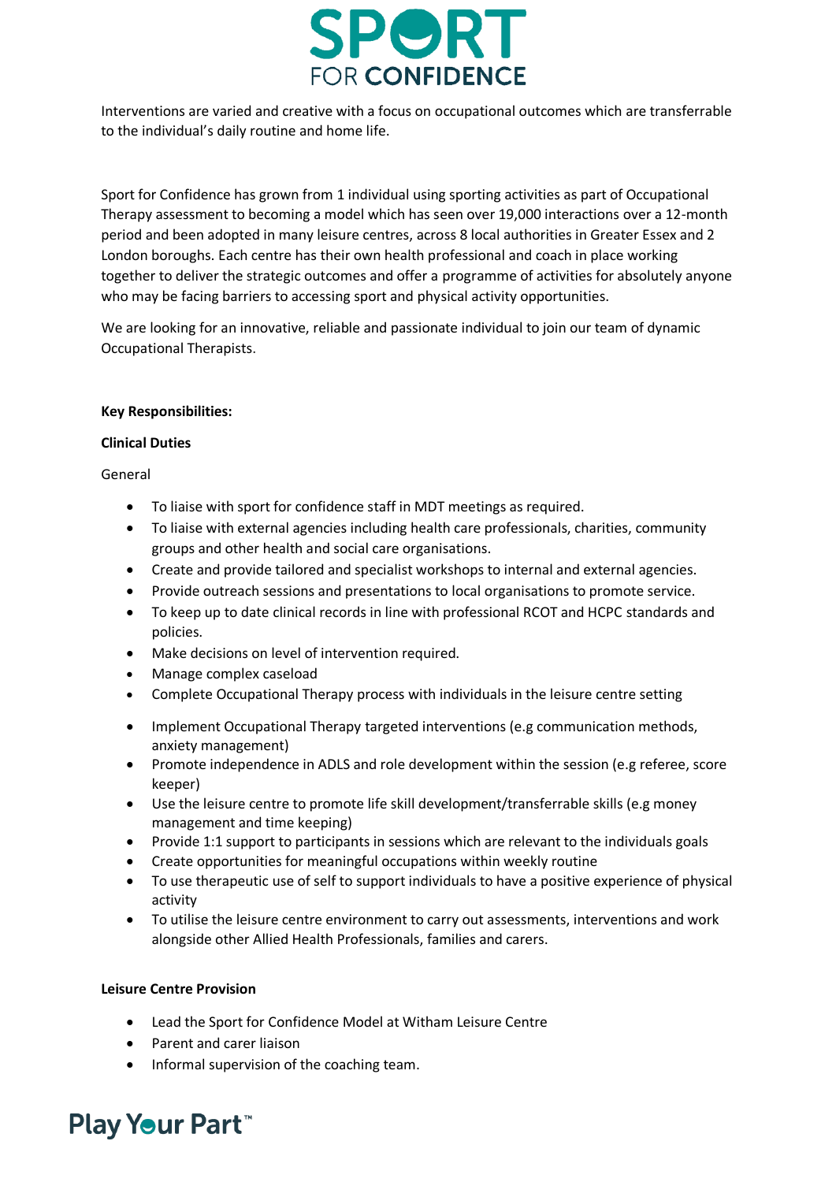Interventions are varied and creative with a focus on occupational outcomes which are transferrable to the individual's daily routine and home life.

Sport for Confidence has grown from 1 individual using sporting activities as part of Occupational Therapy assessment to becoming a model which has seen over 19,000 interactions over a 12-month period and been adopted in many leisure centres, across 8 local authorities in Greater Essex and 2 London boroughs. Each centre has their own health professional and coach in place working together to deliver the strategic outcomes and offer a programme of activities for absolutely anyone who may be facing barriers to accessing sport and physical activity opportunities.

We are looking for an innovative, reliable and passionate individual to join our team of dynamic Occupational Therapists.

**Key Responsibilities:**

**Clinical Duties**

General

- To liaise with sport for confidence staff in MDT meetings as required.
- To liaise with external agencies including health care professionals, charities, community groups and other health and social care organisations.
- Create and provide tailored and specialist workshops to internal and external agencies.
- Provide outreach sessions and presentations to local organisations to promote service.
- To keep up to date clinical records in line with professional RCOT and HCPC standards and policies.
- Make decisions on level of intervention required.
- Manage complex caseload
- Complete Occupational Therapy process with individuals in the leisure centre setting
- Implement Occupational Therapy targeted interventions (e.g communication methods, anxiety management)
- Promote independence in ADLS and role development within the session (e.g referee, score keeper)
- Use the leisure centre to promote life skill development/transferrable skills (e.g money management and time keeping)
- Provide 1:1 support to participants in sessions which are relevant to the individuals goals
- Create opportunities for meaningful occupations within weekly routine
- To use therapeutic use of self to support individuals to have a positive experience of physical activity
- To utilise the leisure centre environment to carry out assessments, interventions and work alongside other Allied Health Professionals, families and carers.

**Leisure Centre Provision**

- Lead the Sport for Confidence Model at Witham Leisure Centre
- Parent and carer liaison
- Informal supervision of the coaching team.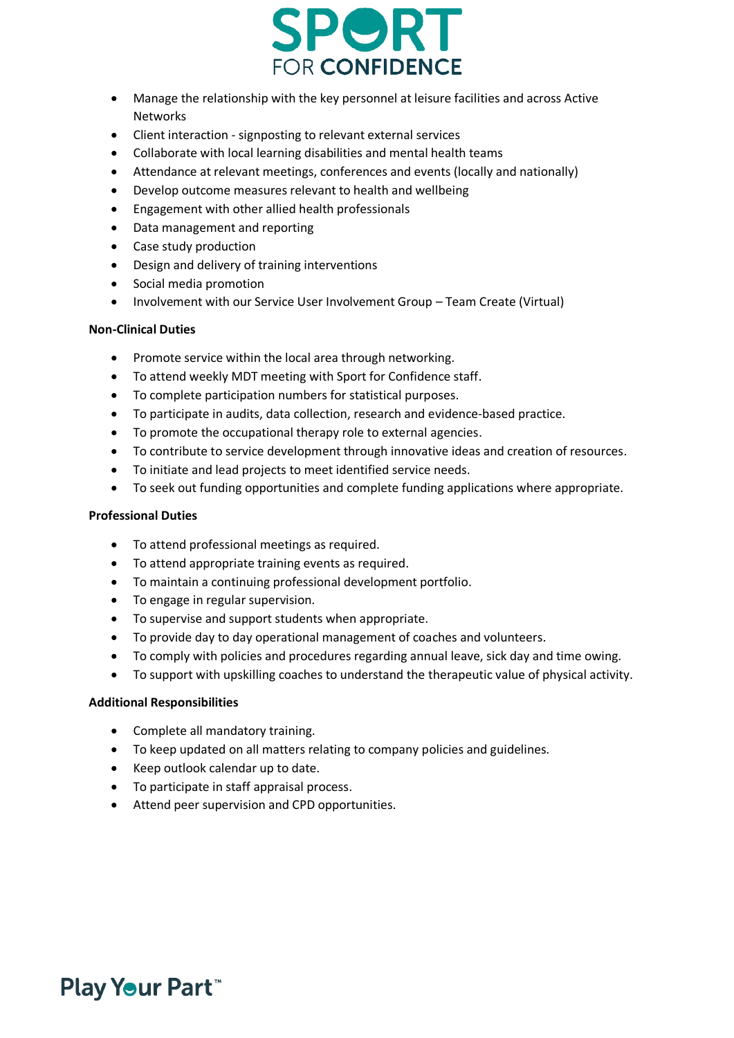- Manage the relationship with the key personnel at leisure facilities and across Active Networks
- Client interaction - signposting to relevant external services
- Collaborate with local learning disabilities and mental health teams
- Attendance at relevant meetings, conferences and events (locally and nationally)
- Develop outcome measures relevant to health and wellbeing
- Engagement with other allied health professionals
- Data management and reporting
- Case study production
- Design and delivery of training interventions
- Social media promotion
- Involvement with our Service User Involvement Group – Team Create (Virtual)

**Non-Clinical Duties**

- Promote service within the local area through networking.
- To attend weekly MDT meeting with Sport for Confidence staff.
- To complete participation numbers for statistical purposes.
- To participate in audits, data collection, research and evidence-based practice.
- To promote the occupational therapy role to external agencies.
- To contribute to service development through innovative ideas and creation of resources.
- To initiate and lead projects to meet identified service needs.
- To seek out funding opportunities and complete funding applications where appropriate.

**Professional Duties**

- To attend professional meetings as required.
- To attend appropriate training events as required.
- To maintain a continuing professional development portfolio.
- To engage in regular supervision.
- To supervise and support students when appropriate.
- To provide day to day operational management of coaches and volunteers.
- To comply with policies and procedures regarding annual leave, sick day and time owing.
- To support with upskilling coaches to understand the therapeutic value of physical activity.

**Additional Responsibilities**

- Complete all mandatory training.
- To keep updated on all matters relating to company policies and guidelines.
- Keep outlook calendar up to date.
- To participate in staff appraisal process.
- Attend peer supervision and CPD opportunities.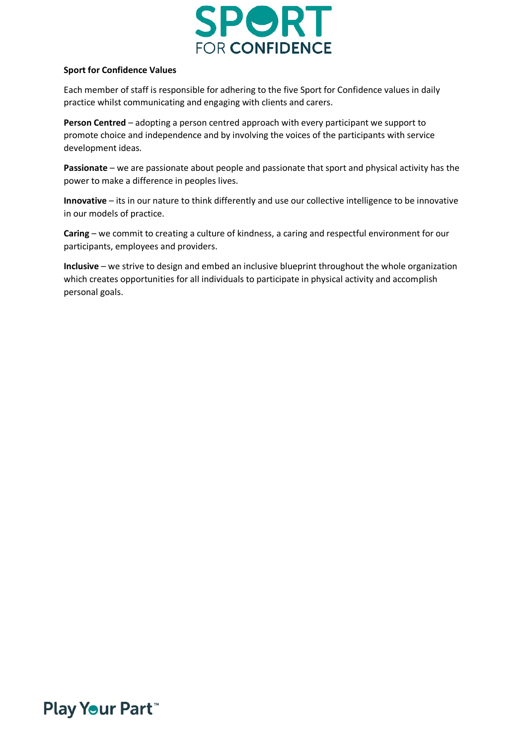**Sport for Confidence Values**

Each member of staff is responsible for adhering to the five Sport for Confidence values in daily practice whilst communicating and engaging with clients and carers.

**Person Centred** – adopting a person centred approach with every participant we support to promote choice and independence and by involving the voices of the participants with service development ideas.

**Passionate** – we are passionate about people and passionate that sport and physical activity has the power to make a difference in peoples lives.

**Innovative** – its in our nature to think differently and use our collective intelligence to be innovative in our models of practice.

**Caring** – we commit to creating a culture of kindness, a caring and respectful environment for our participants, employees and providers.

**Inclusive** – we strive to design and embed an inclusive blueprint throughout the whole organization which creates opportunities for all individuals to participate in physical activity and accomplish personal goals.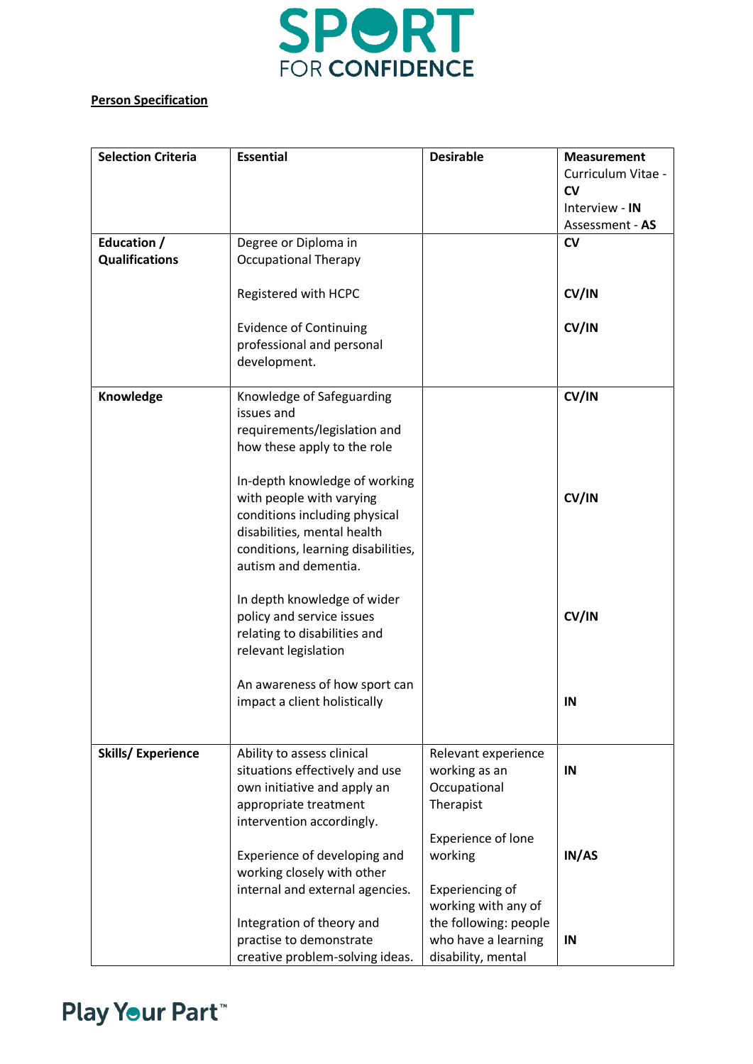**Person Specification**

| Selection Criteria | Essential | Desirable | Measurement<br>Curriculum Vitae - **CV**<br>Interview - **IN**<br>Assessment - **AS** |
|---|---|---|---|
| **Education / Qualifications** | Degree or Diploma in Occupational Therapy | | **CV** |
| | Registered with HCPC | | **CV/IN** |
| | Evidence of Continuing professional and personal development. | | **CV/IN** |
| **Knowledge** | Knowledge of Safeguarding issues and requirements/legislation and how these apply to the role | | **CV/IN** |
| | In-depth knowledge of working with people with varying conditions including physical disabilities, mental health conditions, learning disabilities, autism and dementia. | | **CV/IN** |
| | In depth knowledge of wider policy and service issues relating to disabilities and relevant legislation | | **CV/IN** |
| | An awareness of how sport can impact a client holistically | | **IN** |
| **Skills/ Experience** | Ability to assess clinical situations effectively and use own initiative and apply an appropriate treatment intervention accordingly. | Relevant experience working as an Occupational Therapist | **IN** |
| | Experience of developing and working closely with other internal and external agencies. | Experience of lone working | **IN/AS** |
| | Integration of theory and practise to demonstrate creative problem-solving ideas. | Experiencing of working with any of the following: people who have a learning disability, mental | **IN** |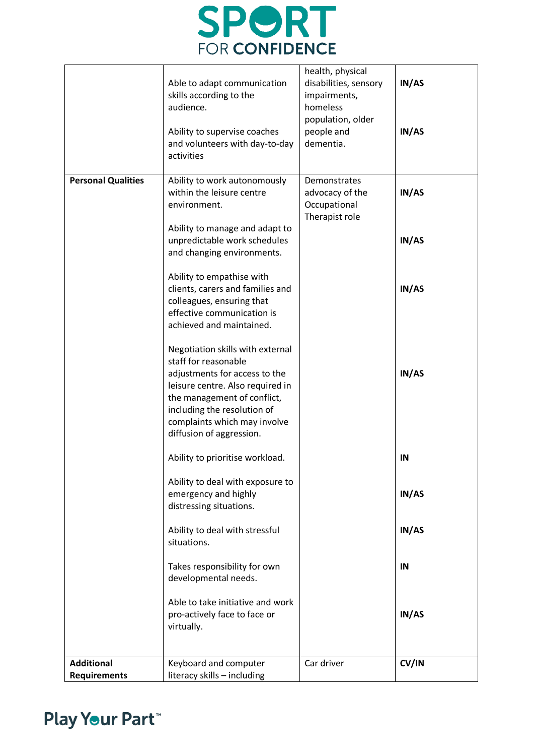| | | | |
|---|---|---|---|
| | Able to adapt communication skills according to the audience.<br><br>Ability to supervise coaches and volunteers with day-to-day activities | health, physical disabilities, sensory impairments, homeless population, older people and dementia. | **IN/AS**<br><br>**IN/AS** |
| **Personal Qualities** | Ability to work autonomously within the leisure centre environment.<br><br>Ability to manage and adapt to unpredictable work schedules and changing environments.<br><br>Ability to empathise with clients, carers and families and colleagues, ensuring that effective communication is achieved and maintained.<br><br>Negotiation skills with external staff for reasonable adjustments for access to the leisure centre. Also required in the management of conflict, including the resolution of complaints which may involve diffusion of aggression.<br><br>Ability to prioritise workload.<br><br>Ability to deal with exposure to emergency and highly distressing situations.<br><br>Ability to deal with stressful situations.<br><br>Takes responsibility for own developmental needs.<br><br>Able to take initiative and work pro-actively face to face or virtually. | Demonstrates advocacy of the Occupational Therapist role | **IN/AS**<br><br>**IN/AS**<br><br>**IN/AS**<br><br>**IN/AS**<br><br>**IN**<br><br>**IN/AS**<br><br>**IN/AS**<br><br>**IN**<br><br>**IN/AS** |
| **Additional Requirements** | Keyboard and computer literacy skills – including | Car driver | **CV/IN** |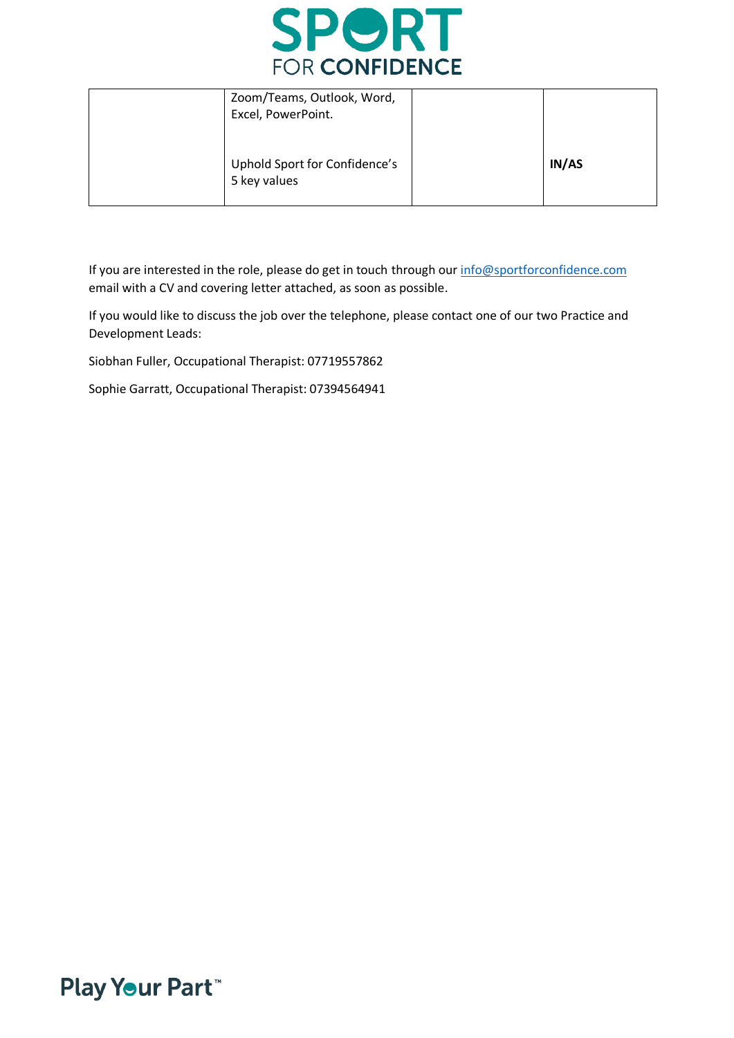| | | | |
|---|---|---|---|
| | Zoom/Teams, Outlook, Word, Excel, PowerPoint.<br><br>Uphold Sport for Confidence's 5 key values | | **IN/AS** |

If you are interested in the role, please do get in touch through our info@sportforconfidence.com email with a CV and covering letter attached, as soon as possible.

If you would like to discuss the job over the telephone, please contact one of our two Practice and Development Leads:

Siobhan Fuller, Occupational Therapist: 07719557862

Sophie Garratt, Occupational Therapist: 07394564941